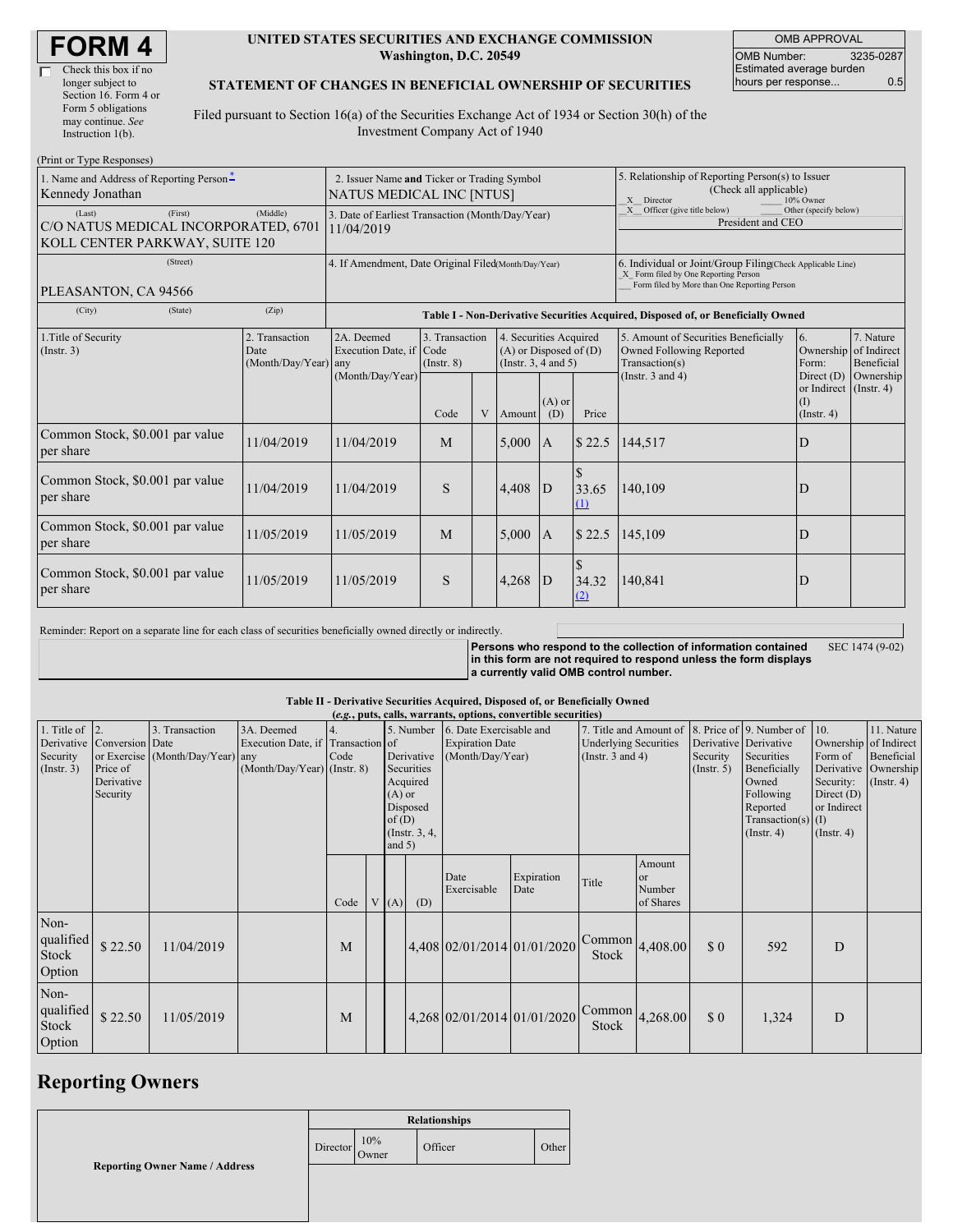# FORM 4

☐ Check this box if no longer subject to Section 16. Form 4 or Form 5 obligations may continue. *See* Instruction 1(b).

**UNITED STATES SECURITIES AND EXCHANGE COMMISSION**
**Washington, D.C. 20549**

**STATEMENT OF CHANGES IN BENEFICIAL OWNERSHIP OF SECURITIES**

Filed pursuant to Section 16(a) of the Securities Exchange Act of 1934 or Section 30(h) of the Investment Company Act of 1940

| OMB APPROVAL | |
|---|---|
| OMB Number: | 3235-0287 |
| Estimated average burden hours per response... | 0.5 |

(Print or Type Responses)

| 1. Name and Address of Reporting Person* | 2. Issuer Name and Ticker or Trading Symbol | 5. Relationship of Reporting Person(s) to Issuer (Check all applicable) |
|---|---|---|
| Kennedy Jonathan | NATUS MEDICAL INC [NTUS] | _X_ Director ___ 10% Owner |
| (Last) (First) (Middle) C/O NATUS MEDICAL INCORPORATED, 6701 KOLL CENTER PARKWAY, SUITE 120 | 3. Date of Earliest Transaction (Month/Day/Year) 11/04/2019 | _X_ Officer (give title below) ___ Other (specify below) President and CEO |
| (Street) PLEASANTON, CA 94566 | 4. If Amendment, Date Original Filed (Month/Day/Year) | 6. Individual or Joint/Group Filing (Check Applicable Line) _X_ Form filed by One Reporting Person ___ Form filed by More than One Reporting Person |
| (City) (State) (Zip) | | |

**Table I - Non-Derivative Securities Acquired, Disposed of, or Beneficially Owned**

| 1.Title of Security (Instr. 3) | 2. Transaction Date (Month/Day/Year) | 2A. Deemed Execution Date, if any (Month/Day/Year) | 3. Transaction Code (Instr. 8) | | 4. Securities Acquired (A) or Disposed of (D) (Instr. 3, 4 and 5) | | | 5. Amount of Securities Beneficially Owned Following Reported Transaction(s) (Instr. 3 and 4) | 6. Ownership Form: Direct (D) or Indirect (I) (Instr. 4) | 7. Nature of Indirect Beneficial Ownership (Instr. 4) |
|---|---|---|---|---|---|---|---|---|---|---|
| | | | Code | V | Amount | (A) or (D) | Price | | | |
| Common Stock, $0.001 par value per share | 11/04/2019 | 11/04/2019 | M | | 5,000 | A | $ 22.5 | 144,517 | D | |
| Common Stock, $0.001 par value per share | 11/04/2019 | 11/04/2019 | S | | 4,408 | D | $ 33.65 (1) | 140,109 | D | |
| Common Stock, $0.001 par value per share | 11/05/2019 | 11/05/2019 | M | | 5,000 | A | $ 22.5 | 145,109 | D | |
| Common Stock, $0.001 par value per share | 11/05/2019 | 11/05/2019 | S | | 4,268 | D | $ 34.32 (2) | 140,841 | D | |

Reminder: Report on a separate line for each class of securities beneficially owned directly or indirectly.

**Persons who respond to the collection of information contained in this form are not required to respond unless the form displays a currently valid OMB control number.** SEC 1474 (9-02)

**Table II - Derivative Securities Acquired, Disposed of, or Beneficially Owned**
**(*e.g.*, puts, calls, warrants, options, convertible securities)**

| 1. Title of Derivative Security (Instr. 3) | 2. Conversion or Exercise Price of Derivative Security | 3. Transaction Date (Month/Day/Year) | 3A. Deemed Execution Date, if any (Month/Day/Year) | 4. Transaction Code (Instr. 8) | | 5. Number of Derivative Securities Acquired (A) or Disposed of (D) (Instr. 3, 4, and 5) | | 6. Date Exercisable and Expiration Date (Month/Day/Year) | | 7. Title and Amount of Underlying Securities (Instr. 3 and 4) | | 8. Price of Derivative Security (Instr. 5) | 9. Number of Derivative Securities Beneficially Owned Following Reported Transaction(s) (Instr. 4) | 10. Ownership Form of Derivative Security: Direct (D) or Indirect (I) (Instr. 4) | 11. Nature of Indirect Beneficial Ownership (Instr. 4) |
|---|---|---|---|---|---|---|---|---|---|---|---|---|---|---|---|
| | | | | Code | V | (A) | (D) | Date Exercisable | Expiration Date | Title | Amount or Number of Shares | | | | |
| Non-qualified Stock Option | $ 22.50 | 11/04/2019 | | M | | | 4,408 | 02/01/2014 | 01/01/2020 | Common Stock | 4,408.00 | $ 0 | 592 | D | |
| Non-qualified Stock Option | $ 22.50 | 11/05/2019 | | M | | | 4,268 | 02/01/2014 | 01/01/2020 | Common Stock | 4,268.00 | $ 0 | 1,324 | D | |

## Reporting Owners

| Reporting Owner Name / Address | Relationships | | | |
|---|---|---|---|---|
| | Director | 10% Owner | Officer | Other |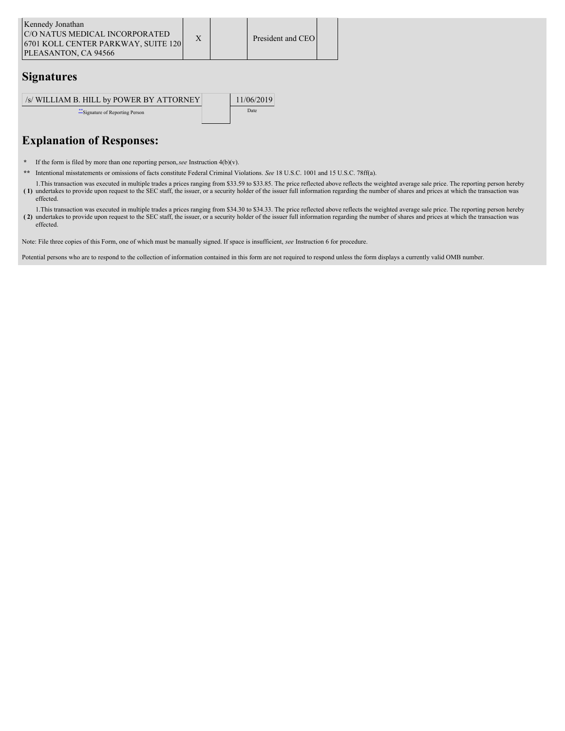| | | | | |
|---|---|---|---|---|
| Kennedy Jonathan<br>C/O NATUS MEDICAL INCORPORATED<br>6701 KOLL CENTER PARKWAY, SUITE 120<br>PLEASANTON, CA 94566 | X | | President and CEO | |

## Signatures

| | | |
|---|---|---|
| /s/ WILLIAM B. HILL by POWER BY ATTORNEY | | 11/06/2019 |
| **Signature of Reporting Person | | Date |

## Explanation of Responses:

\* If the form is filed by more than one reporting person, *see* Instruction 4(b)(v).

** Intentional misstatements or omissions of facts constitute Federal Criminal Violations. *See* 18 U.S.C. 1001 and 15 U.S.C. 78ff(a).

(1) 1.This transaction was executed in multiple trades a prices ranging from $33.59 to $33.85. The price reflected above reflects the weighted average sale price. The reporting person hereby undertakes to provide upon request to the SEC staff, the issuer, or a security holder of the issuer full information regarding the number of shares and prices at which the transaction was effected.

(2) 1.This transaction was executed in multiple trades a prices ranging from $34.30 to $34.33. The price reflected above reflects the weighted average sale price. The reporting person hereby undertakes to provide upon request to the SEC staff, the issuer, or a security holder of the issuer full information regarding the number of shares and prices at which the transaction was effected.

Note: File three copies of this Form, one of which must be manually signed. If space is insufficient, *see* Instruction 6 for procedure.

Potential persons who are to respond to the collection of information contained in this form are not required to respond unless the form displays a currently valid OMB number.